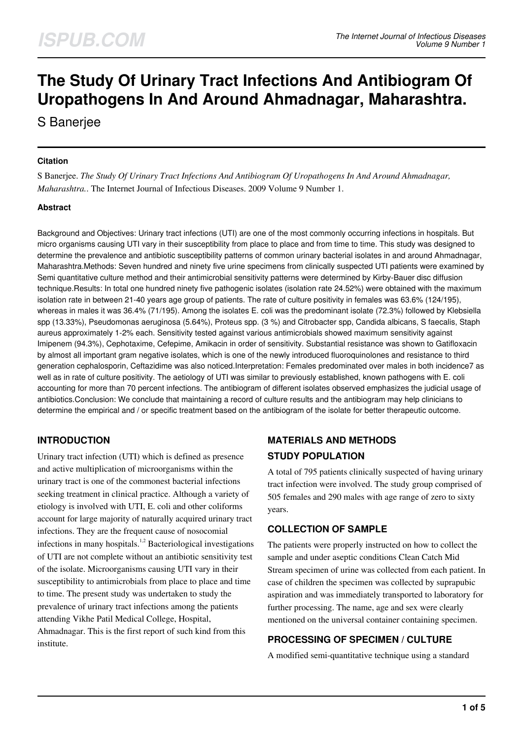# The Study Of Urinary Tract Infections And Antibiogram Of Uropathogens In And Around Ahmadnagar, Maharashtra.

S Banerjee

### Citation

S Banerjee. *The Study Of Urinary Tract Infections And Antibiogram Of Uropathogens In And Around Ahmadnagar, Maharashtra.*. The Internet Journal of Infectious Diseases. 2009 Volume 9 Number 1.

### Abstract

Background and Objectives: Urinary tract infections (UTI) are one of the most commonly occurring infections in hospitals. But micro organisms causing UTI vary in their susceptibility from place to place and from time to time. This study was designed to determine the prevalence and antibiotic susceptibility patterns of common urinary bacterial isolates in and around Ahmadnagar, Maharashtra.Methods: Seven hundred and ninety five urine specimens from clinically suspected UTI patients were examined by Semi quantitative culture method and their antimicrobial sensitivity patterns were determined by Kirby-Bauer disc diffusion technique.Results: In total one hundred ninety five pathogenic isolates (isolation rate 24.52%) were obtained with the maximum isolation rate in between 21-40 years age group of patients. The rate of culture positivity in females was 63.6% (124/195), whereas in males it was 36.4% (71/195). Among the isolates E. coli was the predominant isolate (72.3%) followed by Klebsiella spp (13.33%), Pseudomonas aeruginosa (5.64%), Proteus spp. (3 %) and Citrobacter spp, Candida albicans, S faecalis, Staph aureus approximately 1-2% each. Sensitivity tested against various antimicrobials showed maximum sensitivity against Imipenem (94.3%), Cephotaxime, Cefepime, Amikacin in order of sensitivity. Substantial resistance was shown to Gatifloxacin by almost all important gram negative isolates, which is one of the newly introduced fluoroquinolones and resistance to third generation cephalosporin, Ceftazidime was also noticed.Interpretation: Females predominated over males in both incidence7 as well as in rate of culture positivity. The aetiology of UTI was similar to previously established, known pathogens with E. coli accounting for more than 70 percent infections. The antibiogram of different isolates observed emphasizes the judicial usage of antibiotics.Conclusion: We conclude that maintaining a record of culture results and the antibiogram may help clinicians to determine the empirical and / or specific treatment based on the antibiogram of the isolate for better therapeutic outcome.

## INTRODUCTION

Urinary tract infection (UTI) which is defined as presence and active multiplication of microorganisms within the urinary tract is one of the commonest bacterial infections seeking treatment in clinical practice. Although a variety of etiology is involved with UTI, E. coli and other coliforms account for large majority of naturally acquired urinary tract infections. They are the frequent cause of nosocomial infections in many hospitals.[1,2] Bacteriological investigations of UTI are not complete without an antibiotic sensitivity test of the isolate. Microorganisms causing UTI vary in their susceptibility to antimicrobials from place to place and time to time. The present study was undertaken to study the prevalence of urinary tract infections among the patients attending Vikhe Patil Medical College, Hospital, Ahmadnagar. This is the first report of such kind from this institute.

## MATERIALS AND METHODS

## STUDY POPULATION

A total of 795 patients clinically suspected of having urinary tract infection were involved. The study group comprised of 505 females and 290 males with age range of zero to sixty years.

## COLLECTION OF SAMPLE

The patients were properly instructed on how to collect the sample and under aseptic conditions Clean Catch Mid Stream specimen of urine was collected from each patient. In case of children the specimen was collected by suprapubic aspiration and was immediately transported to laboratory for further processing. The name, age and sex were clearly mentioned on the universal container containing specimen.

## PROCESSING OF SPECIMEN / CULTURE

A modified semi-quantitative technique using a standard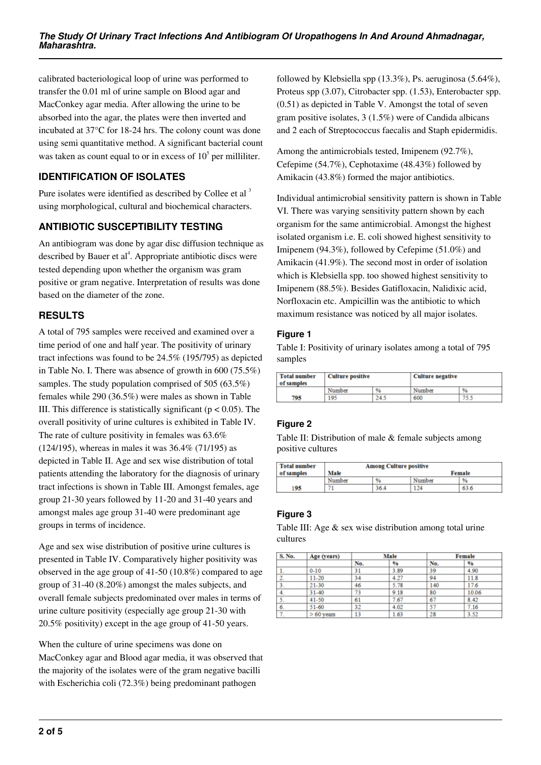calibrated bacteriological loop of urine was performed to transfer the 0.01 ml of urine sample on Blood agar and MacConkey agar media. After allowing the urine to be absorbed into the agar, the plates were then inverted and incubated at 37°C for 18-24 hrs. The colony count was done using semi quantitative method. A significant bacterial count was taken as count equal to or in excess of $10^5$ per milliliter.

## IDENTIFICATION OF ISOLATES

Pure isolates were identified as described by Collee et al [3] using morphological, cultural and biochemical characters.

## ANTIBIOTIC SUSCEPTIBILITY TESTING

An antibiogram was done by agar disc diffusion technique as described by Bauer et al[4]. Appropriate antibiotic discs were tested depending upon whether the organism was gram positive or gram negative. Interpretation of results was done based on the diameter of the zone.

## RESULTS

A total of 795 samples were received and examined over a time period of one and half year. The positivity of urinary tract infections was found to be 24.5% (195/795) as depicted in Table No. I. There was absence of growth in 600 (75.5%) samples. The study population comprised of 505 (63.5%) females while 290 (36.5%) were males as shown in Table III. This difference is statistically significant ($p < 0.05$). The overall positivity of urine cultures is exhibited in Table IV. The rate of culture positivity in females was 63.6% (124/195), whereas in males it was 36.4% (71/195) as depicted in Table II. Age and sex wise distribution of total patients attending the laboratory for the diagnosis of urinary tract infections is shown in Table III. Amongst females, age group 21-30 years followed by 11-20 and 31-40 years and amongst males age group 31-40 were predominant age groups in terms of incidence.

Age and sex wise distribution of positive urine cultures is presented in Table IV. Comparatively higher positivity was observed in the age group of 41-50 (10.8%) compared to age group of 31-40 (8.20%) amongst the males subjects, and overall female subjects predominated over males in terms of urine culture positivity (especially age group 21-30 with 20.5% positivity) except in the age group of 41-50 years.

When the culture of urine specimens was done on MacConkey agar and Blood agar media, it was observed that the majority of the isolates were of the gram negative bacilli with Escherichia coli (72.3%) being predominant pathogen followed by Klebsiella spp (13.3%), Ps. aeruginosa (5.64%), Proteus spp (3.07), Citrobacter spp. (1.53), Enterobacter spp. (0.51) as depicted in Table V. Amongst the total of seven gram positive isolates, 3 (1.5%) were of Candida albicans and 2 each of Streptococcus faecalis and Staph epidermidis.

Among the antimicrobials tested, Imipenem (92.7%), Cefepime (54.7%), Cephotaxime (48.43%) followed by Amikacin (43.8%) formed the major antibiotics.

Individual antimicrobial sensitivity pattern is shown in Table VI. There was varying sensitivity pattern shown by each organism for the same antimicrobial. Amongst the highest isolated organism i.e. E. coli showed highest sensitivity to Imipenem (94.3%), followed by Cefepime (51.0%) and Amikacin (41.9%). The second most in order of isolation which is Klebsiella spp. too showed highest sensitivity to Imipenem (88.5%). Besides Gatifloxacin, Nalidixic acid, Norfloxacin etc. Ampicillin was the antibiotic to which maximum resistance was noticed by all major isolates.

### Figure 1

Table I: Positivity of urinary isolates among a total of 795 samples

| Total number of samples | Culture positive | | Culture negative | |
|---|---|---|---|---|
| | Number | % | Number | % |
| 795 | 195 | 24.5 | 600 | 75.5 |

### Figure 2

Table II: Distribution of male & female subjects among positive cultures

| Total number of samples | Among Culture positive | | | |
|---|---|---|---|---|
| | Male | | Female | |
| | Number | % | Number | % |
| 195 | 71 | 36.4 | 124 | 63.6 |

### Figure 3

Table III: Age & sex wise distribution among total urine cultures

| S. No. | Age (years) | Male | | Female | |
|---|---|---|---|---|---|
| | | No. | % | No. | % |
| 1. | 0-10 | 31 | 3.89 | 39 | 4.90 |
| 2. | 11-20 | 34 | 4.27 | 94 | 11.8 |
| 3. | 21-30 | 46 | 5.78 | 140 | 17.6 |
| 4. | 31-40 | 73 | 9.18 | 80 | 10.06 |
| 5. | 41-50 | 61 | 7.67 | 67 | 8.42 |
| 6. | 51-60 | 32 | 4.02 | 57 | 7.16 |
| 7. | > 60 years | 13 | 1.63 | 28 | 3.52 |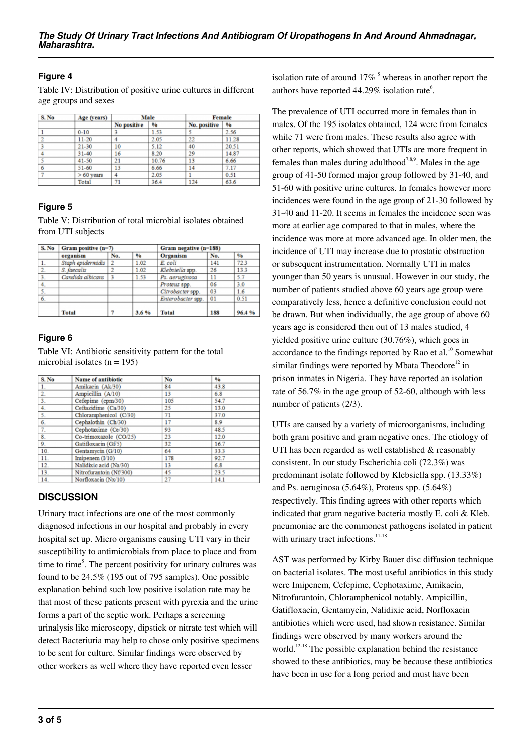### Figure 4

Table IV: Distribution of positive urine cultures in different age groups and sexes

| S. No | Age (years) | Male | | Female | |
|---|---|---|---|---|---|
| | | No positive | % | No. positive | % |
| 1 | 0-10 | 3 | 1.53 | 5 | 2.56 |
| 2 | 11-20 | 4 | 2.05 | 22 | 11.28 |
| 3 | 21-30 | 10 | 5.12 | 40 | 20.51 |
| 4 | 31-40 | 16 | 8.20 | 29 | 14.87 |
| 5 | 41-50 | 21 | 10.76 | 13 | 6.66 |
| 6 | 51-60 | 13 | 6.66 | 14 | 7.17 |
| 7 | > 60 years | 4 | 2.05 | 1 | 0.51 |
| | Total | 71 | 36.4 | 124 | 63.6 |

### Figure 5

Table V: Distribution of total microbial isolates obtained from UTI subjects

| S. No | Gram positive (n=7) | | | Gram negative (n=188) | | |
|---|---|---|---|---|---|---|
| | organism | No. | % | Organism | No. | % |
| 1. | *Staph epidermidis* | 2 | 1.02 | *E. coli* | 141 | 72.3 |
| 2. | *S. faecalis* | 2 | 1.02 | *Klebsiella* spp. | 26 | 13.3 |
| 3. | *Candida albicans* | 3 | 1.53 | *Ps. aeruginosa* | 11 | 5.7 |
| 4. | | | | *Proteus* spp. | 06 | 3.0 |
| 5. | | | | *Citrobacter* spp. | 03 | 1.6 |
| 6. | | | | *Enterobacter* spp. | 01 | 0.51 |
| | **Total** | **7** | **3.6 %** | **Total** | **188** | **96.4 %** |

### Figure 6

Table VI: Antibiotic sensitivity pattern for the total microbial isolates (n = 195)

| S. No | Name of antibiotic | No | % |
|---|---|---|---|
| 1. | Amikacin (Ak/30) | 84 | 43.8 |
| 2. | Ampicillin (A/10) | 13 | 6.8 |
| 3. | Cefepime (cpm/30) | 105 | 54.7 |
| 4. | Ceftazidime (Ca/30) | 25 | 13.0 |
| 5. | Chloramphenicol (C/30) | 71 | 37.0 |
| 6. | Cephalothin (Ch/30) | 17 | 8.9 |
| 7. | Cephotaxime (Ce/30) | 93 | 48.5 |
| 8. | Co-trimoxazole (CO/25) | 23 | 12.0 |
| 9. | Gatifloxacin (Gf/5) | 32 | 16.7 |
| 10. | Gentamycin (G/10) | 64 | 33.3 |
| 11. | Imipenem (I/10) | 178 | 92.7 |
| 12. | Nalidixic acid (Na/30) | 13 | 6.8 |
| 13. | Nitrofurantoin (Nf/300) | 45 | 23.5 |
| 14. | Norfloxacin (Nx/10) | 27 | 14.1 |

## DISCUSSION

Urinary tract infections are one of the most commonly diagnosed infections in our hospital and probably in every hospital set up. Micro organisms causing UTI vary in their susceptibility to antimicrobials from place to place and from time to time[5]. The percent positivity for urinary cultures was found to be 24.5% (195 out of 795 samples). One possible explanation behind such low positive isolation rate may be that most of these patients present with pyrexia and the urine forms a part of the septic work. Perhaps a screening urinalysis like microscopy, dipstick or nitrate test which will detect Bacteriuria may help to chose only positive specimens to be sent for culture. Similar findings were observed by other workers as well where they have reported even lesser isolation rate of around 17% [5] whereas in another report the authors have reported 44.29% isolation rate[6].

The prevalence of UTI occurred more in females than in males. Of the 195 isolates obtained, 124 were from females while 71 were from males. These results also agree with other reports, which showed that UTIs are more frequent in females than males during adulthood[7,8,9]. Males in the age group of 41-50 formed major group followed by 31-40, and 51-60 with positive urine cultures. In females however more incidences were found in the age group of 21-30 followed by 31-40 and 11-20. It seems in females the incidence seen was more at earlier age compared to that in males, where the incidence was more at more advanced age. In older men, the incidence of UTI may increase due to prostatic obstruction or subsequent instrumentation. Normally UTI in males younger than 50 years is unusual. However in our study, the number of patients studied above 60 years age group were comparatively less, hence a definitive conclusion could not be drawn. But when individually, the age group of above 60 years age is considered then out of 13 males studied, 4 yielded positive urine culture (30.76%), which goes in accordance to the findings reported by Rao et al.[10] Somewhat similar findings were reported by Mbata Theodore[12] in prison inmates in Nigeria. They have reported an isolation rate of 56.7% in the age group of 52-60, although with less number of patients (2/3).

UTIs are caused by a variety of microorganisms, including both gram positive and gram negative ones. The etiology of UTI has been regarded as well established & reasonably consistent. In our study Escherichia coli (72.3%) was predominant isolate followed by Klebsiella spp. (13.33%) and Ps. aeruginosa (5.64%), Proteus spp. (5.64%) respectively. This finding agrees with other reports which indicated that gram negative bacteria mostly E. coli & Kleb. pneumoniae are the commonest pathogens isolated in patient with urinary tract infections.[11-18]

AST was performed by Kirby Bauer disc diffusion technique on bacterial isolates. The most useful antibiotics in this study were Imipenem, Cefepime, Cephotaxime, Amikacin, Nitrofurantoin, Chloramphenicol notably. Ampicillin, Gatifloxacin, Gentamycin, Nalidixic acid, Norfloxacin antibiotics which were used, had shown resistance. Similar findings were observed by many workers around the world.[12-18] The possible explanation behind the resistance showed to these antibiotics, may be because these antibiotics have been in use for a long period and must have been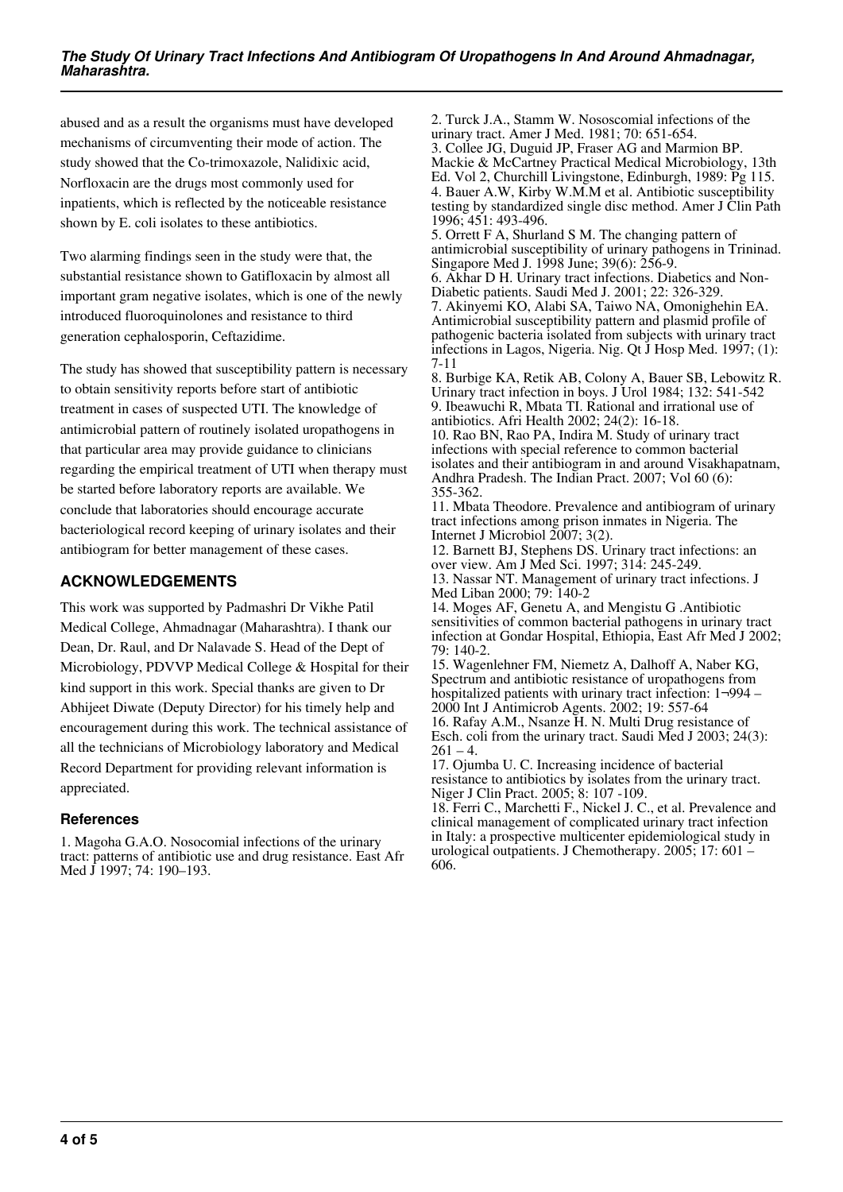abused and as a result the organisms must have developed mechanisms of circumventing their mode of action. The study showed that the Co-trimoxazole, Nalidixic acid, Norfloxacin are the drugs most commonly used for inpatients, which is reflected by the noticeable resistance shown by E. coli isolates to these antibiotics.

Two alarming findings seen in the study were that, the substantial resistance shown to Gatifloxacin by almost all important gram negative isolates, which is one of the newly introduced fluoroquinolones and resistance to third generation cephalosporin, Ceftazidime.

The study has showed that susceptibility pattern is necessary to obtain sensitivity reports before start of antibiotic treatment in cases of suspected UTI. The knowledge of antimicrobial pattern of routinely isolated uropathogens in that particular area may provide guidance to clinicians regarding the empirical treatment of UTI when therapy must be started before laboratory reports are available. We conclude that laboratories should encourage accurate bacteriological record keeping of urinary isolates and their antibiogram for better management of these cases.

## ACKNOWLEDGEMENTS

This work was supported by Padmashri Dr Vikhe Patil Medical College, Ahmadnagar (Maharashtra). I thank our Dean, Dr. Raul, and Dr Nalavade S. Head of the Dept of Microbiology, PDVVP Medical College & Hospital for their kind support in this work. Special thanks are given to Dr Abhijeet Diwate (Deputy Director) for his timely help and encouragement during this work. The technical assistance of all the technicians of Microbiology laboratory and Medical Record Department for providing relevant information is appreciated.

### References

1. Magoha G.A.O. Nosocomial infections of the urinary tract: patterns of antibiotic use and drug resistance. East Afr Med J 1997; 74: 190–193.
2. Turck J.A., Stamm W. Nososcomial infections of the urinary tract. Amer J Med. 1981; 70: 651-654.
3. Collee JG, Duguid JP, Fraser AG and Marmion BP. Mackie & McCartney Practical Medical Microbiology, 13th Ed. Vol 2, Churchill Livingstone, Edinburgh, 1989: Pg 115.
4. Bauer A.W, Kirby W.M.M et al. Antibiotic susceptibility testing by standardized single disc method. Amer J Clin Path 1996; 451: 493-496.
5. Orrett F A, Shurland S M. The changing pattern of antimicrobial susceptibility of urinary pathogens in Trininad. Singapore Med J. 1998 June; 39(6): 256-9.
6. Akhar D H. Urinary tract infections. Diabetics and Non-Diabetic patients. Saudi Med J. 2001; 22: 326-329.
7. Akinyemi KO, Alabi SA, Taiwo NA, Omonighehin EA. Antimicrobial susceptibility pattern and plasmid profile of pathogenic bacteria isolated from subjects with urinary tract infections in Lagos, Nigeria. Nig. Qt J Hosp Med. 1997; (1): 7-11
8. Burbige KA, Retik AB, Colony A, Bauer SB, Lebowitz R. Urinary tract infection in boys. J Urol 1984; 132: 541-542
9. Ibeawuchi R, Mbata TI. Rational and irrational use of antibiotics. Afri Health 2002; 24(2): 16-18.
10. Rao BN, Rao PA, Indira M. Study of urinary tract infections with special reference to common bacterial isolates and their antibiogram in and around Visakhapatnam, Andhra Pradesh. The Indian Pract. 2007; Vol 60 (6): 355-362.
11. Mbata Theodore. Prevalence and antibiogram of urinary tract infections among prison inmates in Nigeria. The Internet J Microbiol 2007; 3(2).
12. Barnett BJ, Stephens DS. Urinary tract infections: an over view. Am J Med Sci. 1997; 314: 245-249.
13. Nassar NT. Management of urinary tract infections. J Med Liban 2000; 79: 140-2
14. Moges AF, Genetu A, and Mengistu G .Antibiotic sensitivities of common bacterial pathogens in urinary tract infection at Gondar Hospital, Ethiopia, East Afr Med J 2002; 79: 140-2.
15. Wagenlehner FM, Niemetz A, Dalhoff A, Naber KG, Spectrum and antibiotic resistance of uropathogens from hospitalized patients with urinary tract infection: 1¬994 – 2000 Int J Antimicrob Agents. 2002; 19: 557-64
16. Rafay A.M., Nsanze H. N. Multi Drug resistance of Esch. coli from the urinary tract. Saudi Med J 2003; 24(3): 261 – 4.
17. Ojumba U. C. Increasing incidence of bacterial resistance to antibiotics by isolates from the urinary tract. Niger J Clin Pract. 2005; 8: 107 -109.
18. Ferri C., Marchetti F., Nickel J. C., et al. Prevalence and clinical management of complicated urinary tract infection in Italy: a prospective multicenter epidemiological study in urological outpatients. J Chemotherapy. 2005; 17: 601 – 606.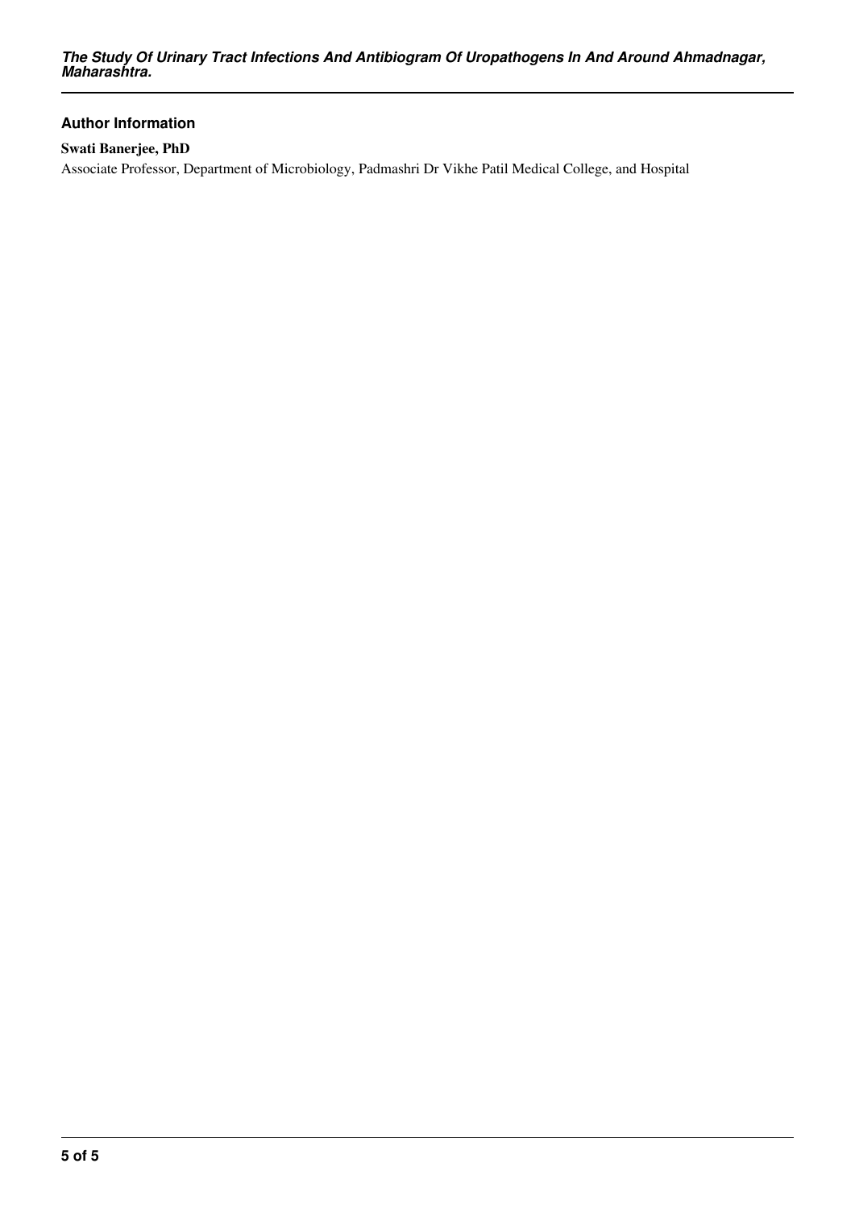### Author Information

**Swati Banerjee, PhD**

Associate Professor, Department of Microbiology, Padmashri Dr Vikhe Patil Medical College, and Hospital